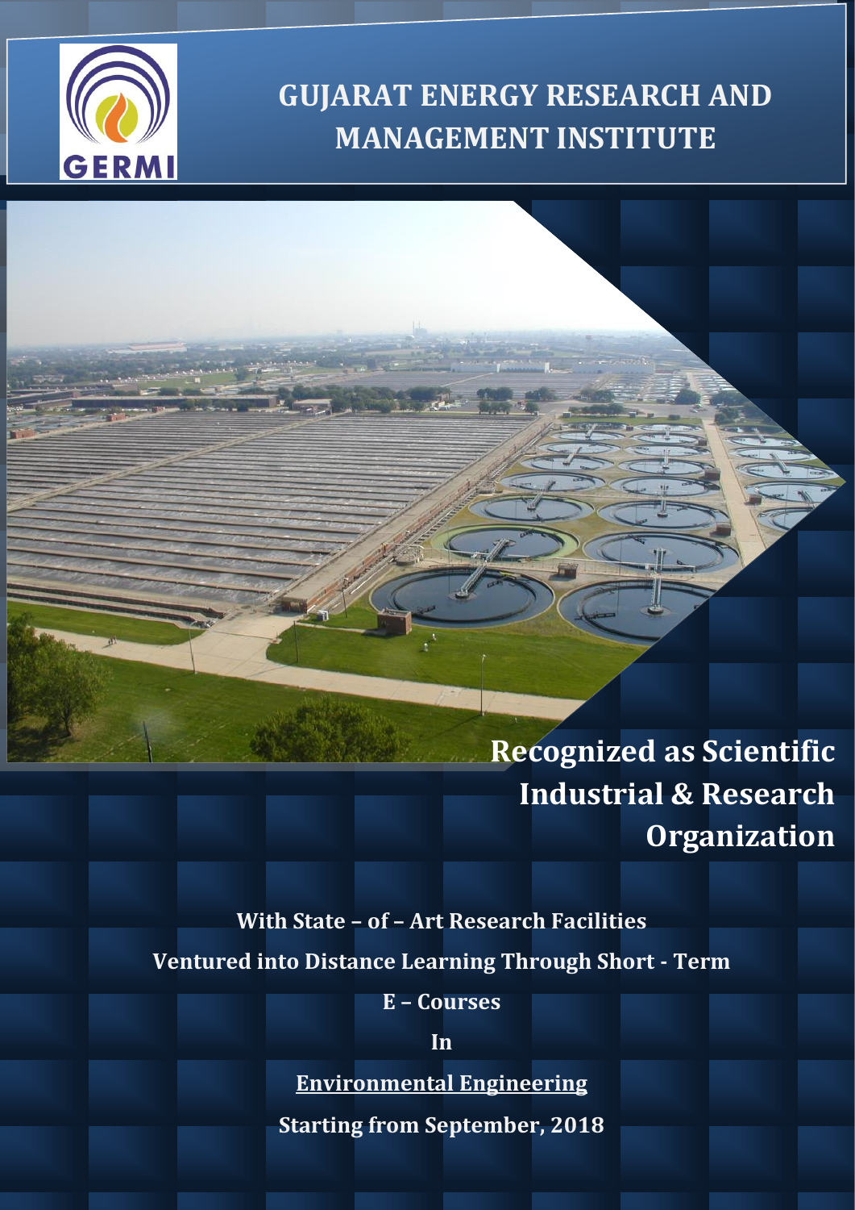# GUJARAT ENERGY RESEARCH AND MANAGEMENT INSTITUTE

## Recognized as Scientific Industrial & Research Organization

**With State – of – Art Research Facilities**

**Ventured into Distance Learning Through Short - Term**

**E – Courses**

**In**

**Environmental Engineering**

**Starting from September, 2018**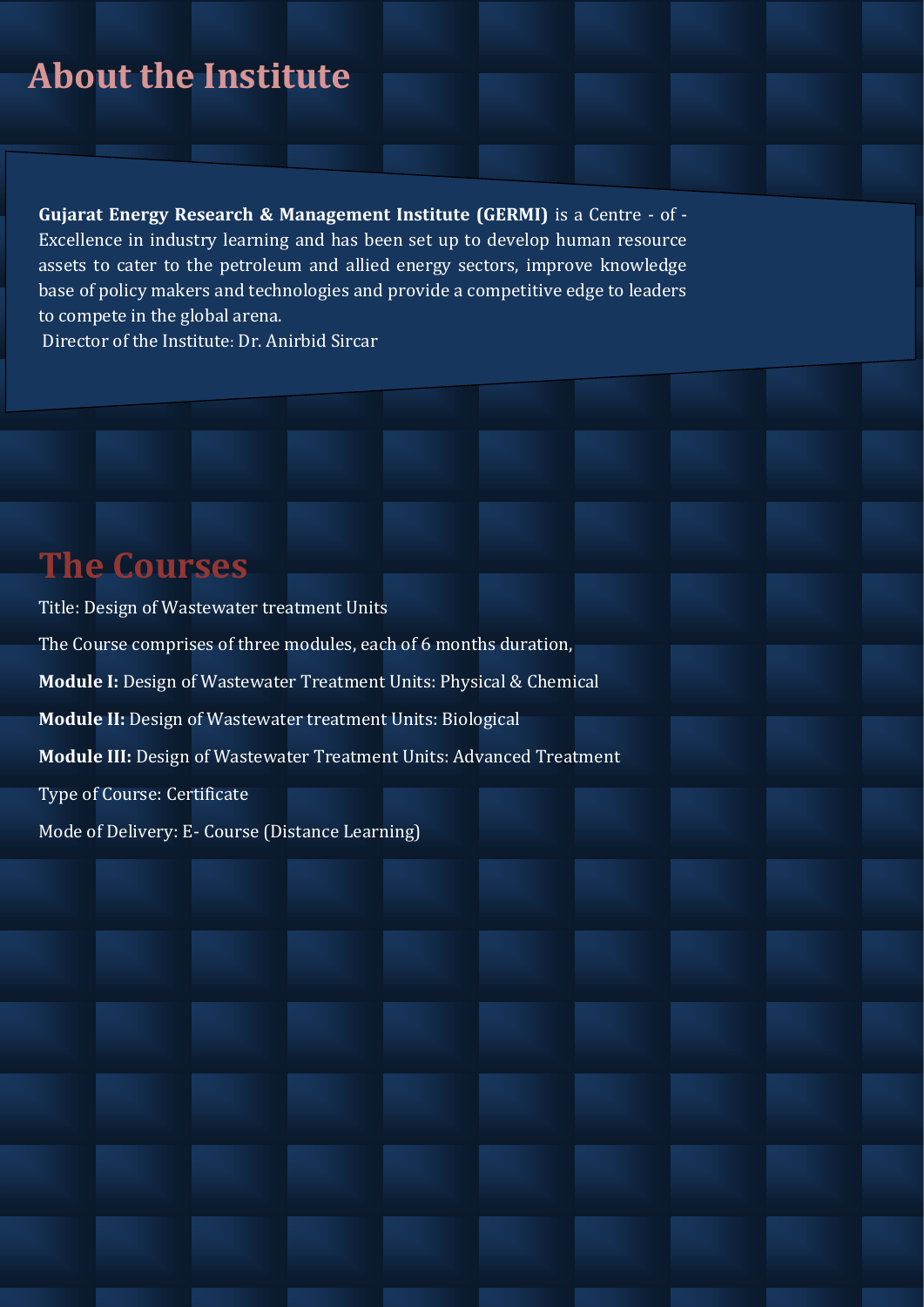## About the Institute

**Gujarat Energy Research & Management Institute (GERMI)** is a Centre - of - Excellence in industry learning and has been set up to develop human resource assets to cater to the petroleum and allied energy sectors, improve knowledge base of policy makers and technologies and provide a competitive edge to leaders to compete in the global arena.

Director of the Institute: Dr. Anirbid Sircar

## The Courses

Title: Design of Wastewater treatment Units

The Course comprises of three modules, each of 6 months duration,

**Module I:** Design of Wastewater Treatment Units: Physical & Chemical

**Module II:** Design of Wastewater treatment Units: Biological

**Module III:** Design of Wastewater Treatment Units: Advanced Treatment

Type of Course: Certificate

Mode of Delivery: E- Course (Distance Learning)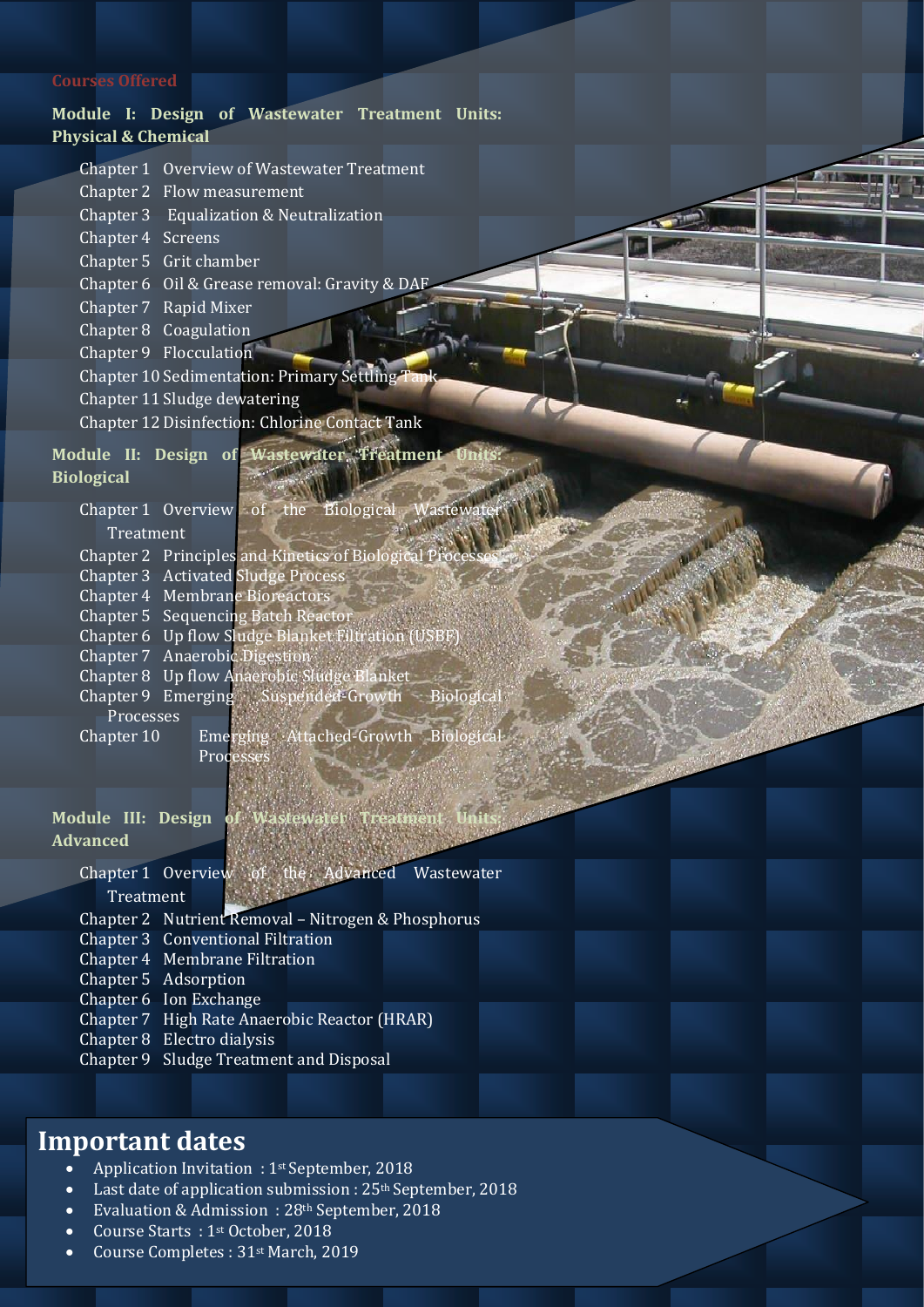## Courses Offered

### Module I: Design of Wastewater Treatment Units: Physical & Chemical

- Chapter 1 Overview of Wastewater Treatment
- Chapter 2 Flow measurement
- Chapter 3 Equalization & Neutralization
- Chapter 4 Screens
- Chapter 5 Grit chamber
- Chapter 6 Oil & Grease removal: Gravity & DAF
- Chapter 7 Rapid Mixer
- Chapter 8 Coagulation
- Chapter 9 Flocculation
- Chapter 10 Sedimentation: Primary Settling Tank
- Chapter 11 Sludge dewatering
- Chapter 12 Disinfection: Chlorine Contact Tank

### Module II: Design of Wastewater Treatment Units: Biological

- Chapter 1 Overview of the Biological Wastewater Treatment
- Chapter 2 Principles and Kinetics of Biological Processes
- Chapter 3 Activated Sludge Process
- Chapter 4 Membrane Bioreactors
- Chapter 5 Sequencing Batch Reactor
- Chapter 6 Up flow Sludge Blanket Filtration (USBF)
- Chapter 7 Anaerobic Digestion
- Chapter 8 Up flow Anaerobic Sludge Blanket
- Chapter 9 Emerging Suspended-Growth Biological Processes
- Chapter 10 Emerging Attached-Growth Biological Processes

### Module III: Design of Wastewater Treatment Units: Advanced

- Chapter 1 Overview of the Advanced Wastewater Treatment
- Chapter 2 Nutrient Removal – Nitrogen & Phosphorus
- Chapter 3 Conventional Filtration
- Chapter 4 Membrane Filtration
- Chapter 5 Adsorption
- Chapter 6 Ion Exchange
- Chapter 7 High Rate Anaerobic Reactor (HRAR)
- Chapter 8 Electro dialysis
- Chapter 9 Sludge Treatment and Disposal

# Important dates

- Application Invitation : 1st September, 2018
- Last date of application submission : 25th September, 2018
- Evaluation & Admission : 28th September, 2018
- Course Starts : 1st October, 2018
- Course Completes : 31st March, 2019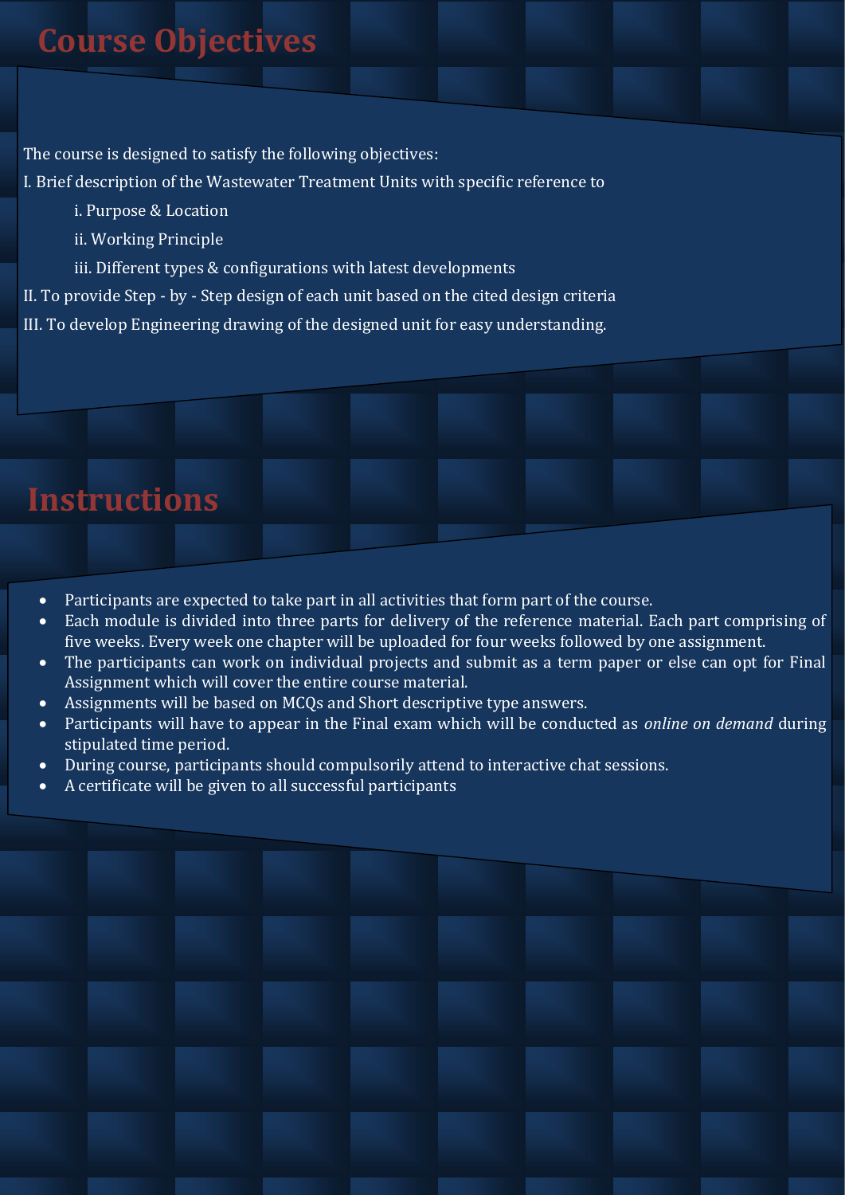# Course Objectives

The course is designed to satisfy the following objectives:

I. Brief description of the Wastewater Treatment Units with specific reference to

  i. Purpose & Location

  ii. Working Principle

  iii. Different types & configurations with latest developments

II. To provide Step - by - Step design of each unit based on the cited design criteria

III. To develop Engineering drawing of the designed unit for easy understanding.

# Instructions

- Participants are expected to take part in all activities that form part of the course.
- Each module is divided into three parts for delivery of the reference material. Each part comprising of five weeks. Every week one chapter will be uploaded for four weeks followed by one assignment.
- The participants can work on individual projects and submit as a term paper or else can opt for Final Assignment which will cover the entire course material.
- Assignments will be based on MCQs and Short descriptive type answers.
- Participants will have to appear in the Final exam which will be conducted as *online on demand* during stipulated time period.
- During course, participants should compulsorily attend to interactive chat sessions.
- A certificate will be given to all successful participants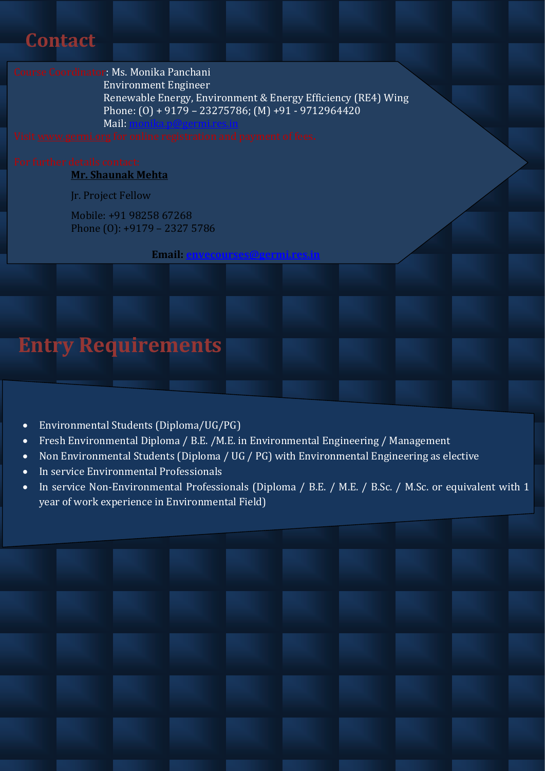## Contact

Course Coordinator: Ms. Monika Panchani
Environment Engineer
Renewable Energy, Environment & Energy Efficiency (RE4) Wing
Phone: (O) + 9179 – 23275786; (M) +91 - 9712964420
Mail: monika.p@germi.res.in

Visit www.germi.org for online registration and payment of fees

For further details contact:

**Mr. Shaunak Mehta**

Jr. Project Fellow

Mobile: +91 98258 67268
Phone (O): +9179 – 2327 5786

**Email:** envecourses@germi.res.in

## Entry Requirements

- Environmental Students (Diploma/UG/PG)
- Fresh Environmental Diploma / B.E. /M.E. in Environmental Engineering / Management
- Non Environmental Students (Diploma / UG / PG) with Environmental Engineering as elective
- In service Environmental Professionals
- In service Non-Environmental Professionals (Diploma / B.E. / M.E. / B.Sc. / M.Sc. or equivalent with 1 year of work experience in Environmental Field)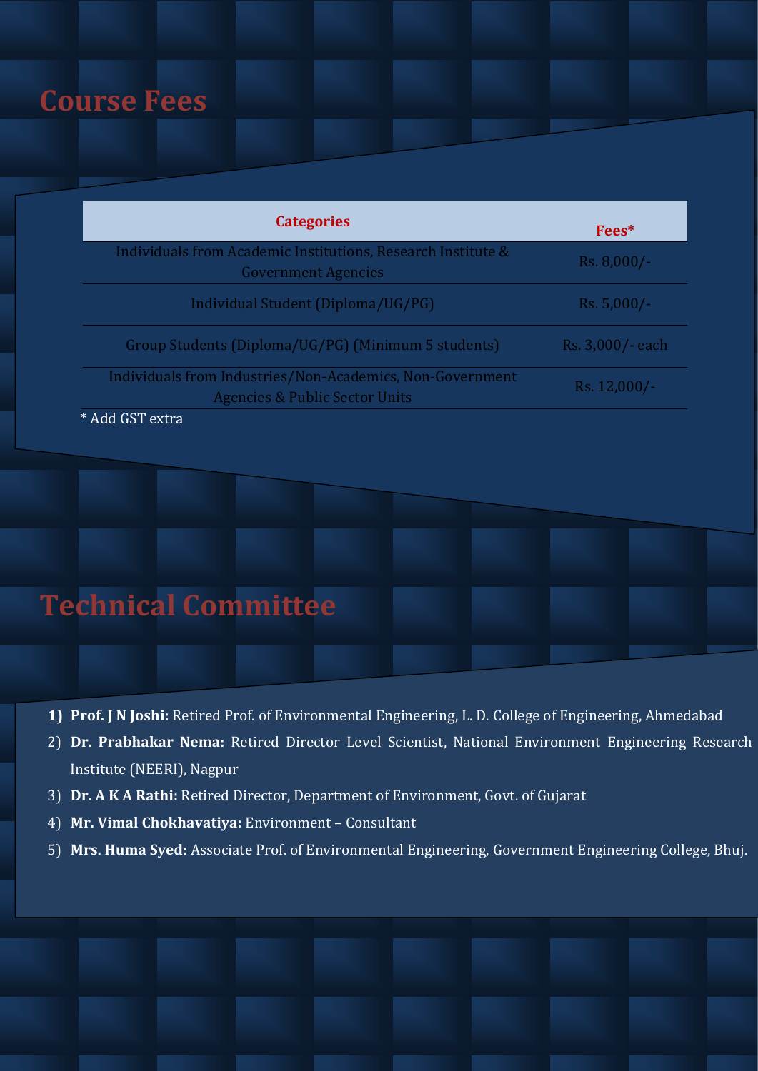# Course Fees

| Categories | Fees* |
|---|---|
| Individuals from Academic Institutions, Research Institute & Government Agencies | Rs. 8,000/- |
| Individual Student (Diploma/UG/PG) | Rs. 5,000/- |
| Group Students (Diploma/UG/PG) (Minimum 5 students) | Rs. 3,000/- each |
| Individuals from Industries/Non-Academics, Non-Government Agencies & Public Sector Units | Rs. 12,000/- |

* Add GST extra

# Technical Committee

1) **Prof. J N Joshi:** Retired Prof. of Environmental Engineering, L. D. College of Engineering, Ahmedabad
2) **Dr. Prabhakar Nema:** Retired Director Level Scientist, National Environment Engineering Research Institute (NEERI), Nagpur
3) **Dr. A K A Rathi:** Retired Director, Department of Environment, Govt. of Gujarat
4) **Mr. Vimal Chokhavatiya:** Environment – Consultant
5) **Mrs. Huma Syed:** Associate Prof. of Environmental Engineering, Government Engineering College, Bhuj.